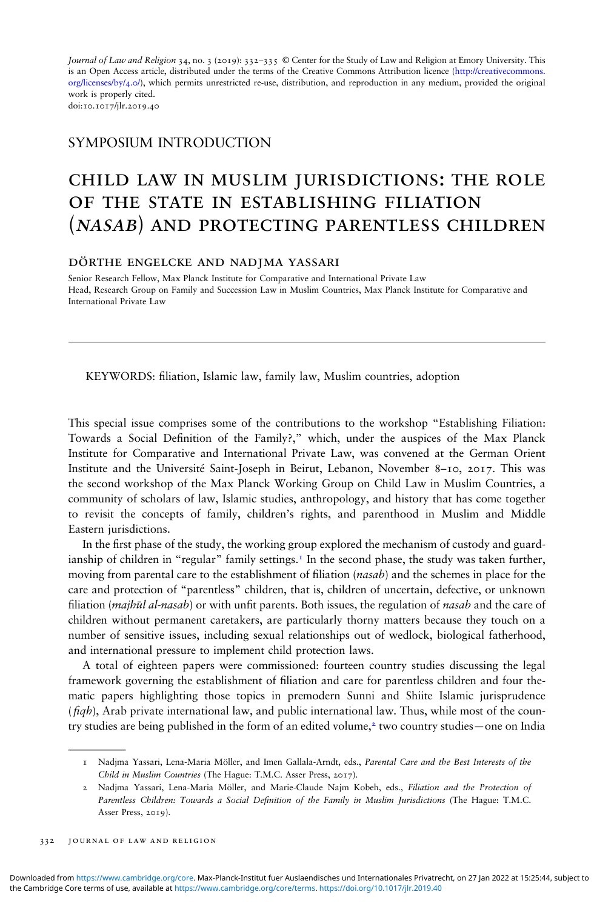Journal of Law and Religion 34, no. 3 (2019): 332–335 © Center for the Study of Law and Religion at Emory University. This is an Open Access article, distributed under the terms of the Creative Commons Attribution licence (http://creativecommons.org/licenses/by/4.0/), which permits unrestricted re-use, distribution, and reproduction in any medium, provided the original work is properly cited.
doi:10.1017/jlr.2019.40

## SYMPOSIUM INTRODUCTION

# CHILD LAW IN MUSLIM JURISDICTIONS: THE ROLE OF THE STATE IN ESTABLISHING FILIATION (*NASAB*) AND PROTECTING PARENTLESS CHILDREN

DÖRTHE ENGELCKE AND NADJMA YASSARI

Senior Research Fellow, Max Planck Institute for Comparative and International Private Law
Head, Research Group on Family and Succession Law in Muslim Countries, Max Planck Institute for Comparative and International Private Law

---

KEYWORDS: filiation, Islamic law, family law, Muslim countries, adoption

This special issue comprises some of the contributions to the workshop "Establishing Filiation: Towards a Social Definition of the Family?," which, under the auspices of the Max Planck Institute for Comparative and International Private Law, was convened at the German Orient Institute and the Université Saint-Joseph in Beirut, Lebanon, November 8–10, 2017. This was the second workshop of the Max Planck Working Group on Child Law in Muslim Countries, a community of scholars of law, Islamic studies, anthropology, and history that has come together to revisit the concepts of family, children's rights, and parenthood in Muslim and Middle Eastern jurisdictions.

In the first phase of the study, the working group explored the mechanism of custody and guardianship of children in "regular" family settings.[1] In the second phase, the study was taken further, moving from parental care to the establishment of filiation (*nasab*) and the schemes in place for the care and protection of "parentless" children, that is, children of uncertain, defective, or unknown filiation (*majhūl al-nasab*) or with unfit parents. Both issues, the regulation of *nasab* and the care of children without permanent caretakers, are particularly thorny matters because they touch on a number of sensitive issues, including sexual relationships out of wedlock, biological fatherhood, and international pressure to implement child protection laws.

A total of eighteen papers were commissioned: fourteen country studies discussing the legal framework governing the establishment of filiation and care for parentless children and four thematic papers highlighting those topics in premodern Sunni and Shiite Islamic jurisprudence (*fiqh*), Arab private international law, and public international law. Thus, while most of the country studies are being published in the form of an edited volume,[2] two country studies—one on India

---

1 Nadjma Yassari, Lena-Maria Möller, and Imen Gallala-Arndt, eds., *Parental Care and the Best Interests of the Child in Muslim Countries* (The Hague: T.M.C. Asser Press, 2017).

2 Nadjma Yassari, Lena-Maria Möller, and Marie-Claude Najm Kobeh, eds., *Filiation and the Protection of Parentless Children: Towards a Social Definition of the Family in Muslim Jurisdictions* (The Hague: T.M.C. Asser Press, 2019).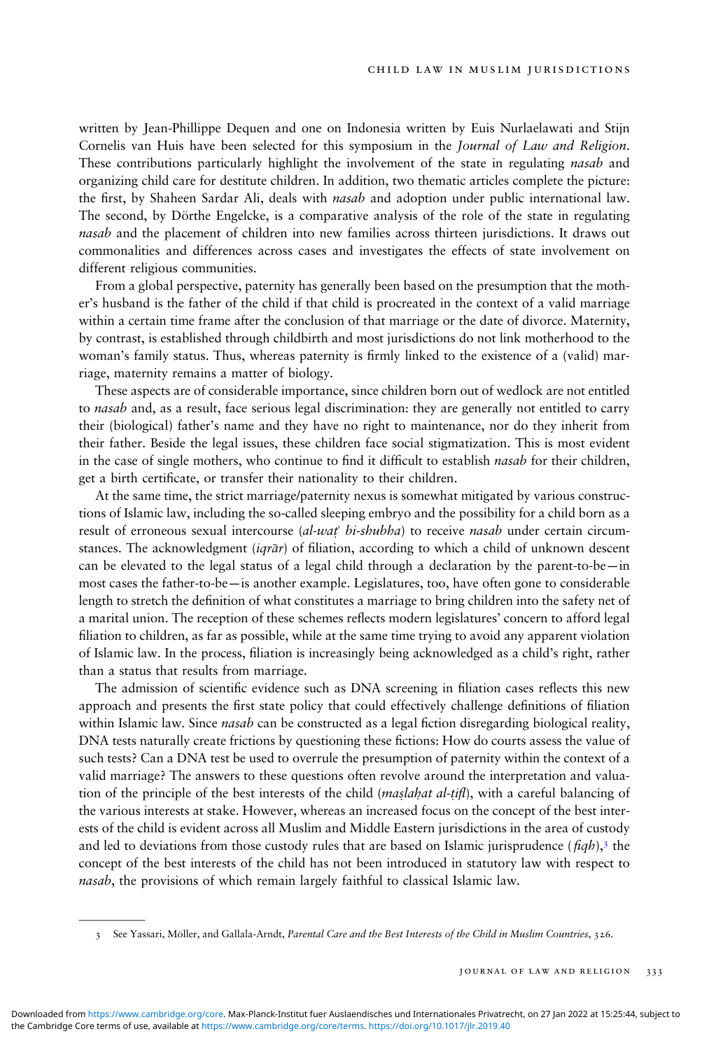written by Jean-Phillippe Dequen and one on Indonesia written by Euis Nurlaelawati and Stijn Cornelis van Huis have been selected for this symposium in the *Journal of Law and Religion*. These contributions particularly highlight the involvement of the state in regulating *nasab* and organizing child care for destitute children. In addition, two thematic articles complete the picture: the first, by Shaheen Sardar Ali, deals with *nasab* and adoption under public international law. The second, by Dörthe Engelcke, is a comparative analysis of the role of the state in regulating *nasab* and the placement of children into new families across thirteen jurisdictions. It draws out commonalities and differences across cases and investigates the effects of state involvement on different religious communities.

From a global perspective, paternity has generally been based on the presumption that the mother's husband is the father of the child if that child is procreated in the context of a valid marriage within a certain time frame after the conclusion of that marriage or the date of divorce. Maternity, by contrast, is established through childbirth and most jurisdictions do not link motherhood to the woman's family status. Thus, whereas paternity is firmly linked to the existence of a (valid) marriage, maternity remains a matter of biology.

These aspects are of considerable importance, since children born out of wedlock are not entitled to *nasab* and, as a result, face serious legal discrimination: they are generally not entitled to carry their (biological) father's name and they have no right to maintenance, nor do they inherit from their father. Beside the legal issues, these children face social stigmatization. This is most evident in the case of single mothers, who continue to find it difficult to establish *nasab* for their children, get a birth certificate, or transfer their nationality to their children.

At the same time, the strict marriage/paternity nexus is somewhat mitigated by various constructions of Islamic law, including the so-called sleeping embryo and the possibility for a child born as a result of erroneous sexual intercourse (*al-waṭʾ bi-shubha*) to receive *nasab* under certain circumstances. The acknowledgment (*iqrār*) of filiation, according to which a child of unknown descent can be elevated to the legal status of a legal child through a declaration by the parent-to-be—in most cases the father-to-be—is another example. Legislatures, too, have often gone to considerable length to stretch the definition of what constitutes a marriage to bring children into the safety net of a marital union. The reception of these schemes reflects modern legislatures' concern to afford legal filiation to children, as far as possible, while at the same time trying to avoid any apparent violation of Islamic law. In the process, filiation is increasingly being acknowledged as a child's right, rather than a status that results from marriage.

The admission of scientific evidence such as DNA screening in filiation cases reflects this new approach and presents the first state policy that could effectively challenge definitions of filiation within Islamic law. Since *nasab* can be constructed as a legal fiction disregarding biological reality, DNA tests naturally create frictions by questioning these fictions: How do courts assess the value of such tests? Can a DNA test be used to overrule the presumption of paternity within the context of a valid marriage? The answers to these questions often revolve around the interpretation and valuation of the principle of the best interests of the child (*maṣlaḥat al-ṭifl*), with a careful balancing of the various interests at stake. However, whereas an increased focus on the concept of the best interests of the child is evident across all Muslim and Middle Eastern jurisdictions in the area of custody and led to deviations from those custody rules that are based on Islamic jurisprudence (*fiqh*),[3] the concept of the best interests of the child has not been introduced in statutory law with respect to *nasab*, the provisions of which remain largely faithful to classical Islamic law.

---

3 See Yassari, Möller, and Gallala-Arndt, *Parental Care and the Best Interests of the Child in Muslim Countries*, 326.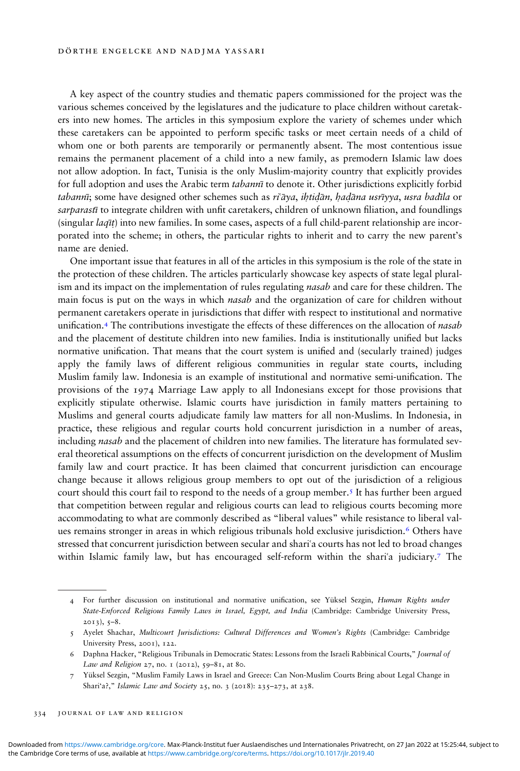A key aspect of the country studies and thematic papers commissioned for the project was the various schemes conceived by the legislatures and the judicature to place children without caretakers into new homes. The articles in this symposium explore the variety of schemes under which these caretakers can be appointed to perform specific tasks or meet certain needs of a child of whom one or both parents are temporarily or permanently absent. The most contentious issue remains the permanent placement of a child into a new family, as premodern Islamic law does not allow adoption. In fact, Tunisia is the only Muslim-majority country that explicitly provides for full adoption and uses the Arabic term *tabannī* to denote it. Other jurisdictions explicitly forbid *tabannī*; some have designed other schemes such as *riʿāya*, *iḥtiḍān*, *ḥaḍāna usrīyya*, *usra badīla* or *sarparastī* to integrate children with unfit caretakers, children of unknown filiation, and foundlings (singular *laqīṭ*) into new families. In some cases, aspects of a full child-parent relationship are incorporated into the scheme; in others, the particular rights to inherit and to carry the new parent's name are denied.

One important issue that features in all of the articles in this symposium is the role of the state in the protection of these children. The articles particularly showcase key aspects of state legal pluralism and its impact on the implementation of rules regulating *nasab* and care for these children. The main focus is put on the ways in which *nasab* and the organization of care for children without permanent caretakers operate in jurisdictions that differ with respect to institutional and normative unification.[4] The contributions investigate the effects of these differences on the allocation of *nasab* and the placement of destitute children into new families. India is institutionally unified but lacks normative unification. That means that the court system is unified and (secularly trained) judges apply the family laws of different religious communities in regular state courts, including Muslim family law. Indonesia is an example of institutional and normative semi-unification. The provisions of the 1974 Marriage Law apply to all Indonesians except for those provisions that explicitly stipulate otherwise. Islamic courts have jurisdiction in family matters pertaining to Muslims and general courts adjudicate family law matters for all non-Muslims. In Indonesia, in practice, these religious and regular courts hold concurrent jurisdiction in a number of areas, including *nasab* and the placement of children into new families. The literature has formulated several theoretical assumptions on the effects of concurrent jurisdiction on the development of Muslim family law and court practice. It has been claimed that concurrent jurisdiction can encourage change because it allows religious group members to opt out of the jurisdiction of a religious court should this court fail to respond to the needs of a group member.[5] It has further been argued that competition between regular and religious courts can lead to religious courts becoming more accommodating to what are commonly described as "liberal values" while resistance to liberal values remains stronger in areas in which religious tribunals hold exclusive jurisdiction.[6] Others have stressed that concurrent jurisdiction between secular and shariʿa courts has not led to broad changes within Islamic family law, but has encouraged self-reform within the shariʿa judiciary.[7] The

---

4 For further discussion on institutional and normative unification, see Yüksel Sezgin, *Human Rights under State-Enforced Religious Family Laws in Israel, Egypt, and India* (Cambridge: Cambridge University Press, 2013), 5–8.

5 Ayelet Shachar, *Multicourt Jurisdictions: Cultural Differences and Women's Rights* (Cambridge: Cambridge University Press, 2001), 122.

6 Daphna Hacker, "Religious Tribunals in Democratic States: Lessons from the Israeli Rabbinical Courts," *Journal of Law and Religion* 27, no. 1 (2012), 59–81, at 80.

7 Yüksel Sezgin, "Muslim Family Laws in Israel and Greece: Can Non-Muslim Courts Bring about Legal Change in Shari'a?," *Islamic Law and Society* 25, no. 3 (2018): 235–273, at 238.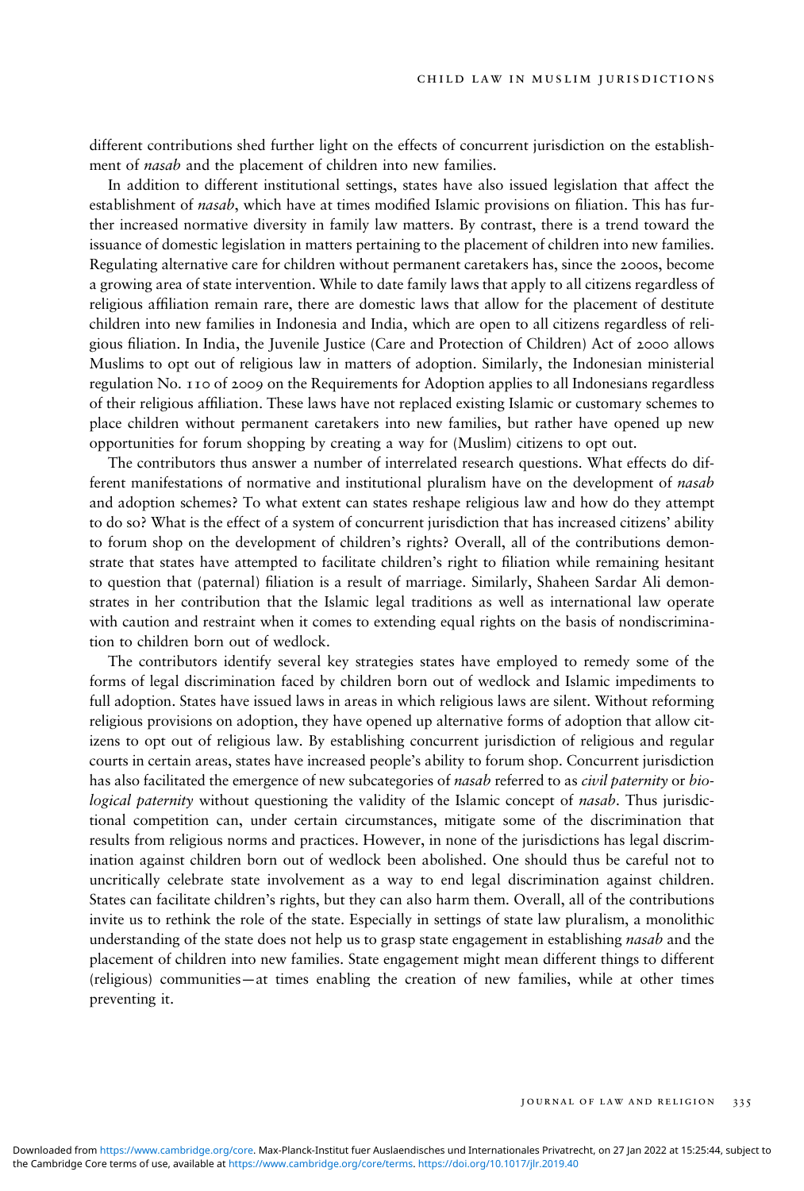different contributions shed further light on the effects of concurrent jurisdiction on the establishment of *nasab* and the placement of children into new families.

In addition to different institutional settings, states have also issued legislation that affect the establishment of *nasab*, which have at times modified Islamic provisions on filiation. This has further increased normative diversity in family law matters. By contrast, there is a trend toward the issuance of domestic legislation in matters pertaining to the placement of children into new families. Regulating alternative care for children without permanent caretakers has, since the 2000s, become a growing area of state intervention. While to date family laws that apply to all citizens regardless of religious affiliation remain rare, there are domestic laws that allow for the placement of destitute children into new families in Indonesia and India, which are open to all citizens regardless of religious filiation. In India, the Juvenile Justice (Care and Protection of Children) Act of 2000 allows Muslims to opt out of religious law in matters of adoption. Similarly, the Indonesian ministerial regulation No. 110 of 2009 on the Requirements for Adoption applies to all Indonesians regardless of their religious affiliation. These laws have not replaced existing Islamic or customary schemes to place children without permanent caretakers into new families, but rather have opened up new opportunities for forum shopping by creating a way for (Muslim) citizens to opt out.

The contributors thus answer a number of interrelated research questions. What effects do different manifestations of normative and institutional pluralism have on the development of *nasab* and adoption schemes? To what extent can states reshape religious law and how do they attempt to do so? What is the effect of a system of concurrent jurisdiction that has increased citizens' ability to forum shop on the development of children's rights? Overall, all of the contributions demonstrate that states have attempted to facilitate children's right to filiation while remaining hesitant to question that (paternal) filiation is a result of marriage. Similarly, Shaheen Sardar Ali demonstrates in her contribution that the Islamic legal traditions as well as international law operate with caution and restraint when it comes to extending equal rights on the basis of nondiscrimination to children born out of wedlock.

The contributors identify several key strategies states have employed to remedy some of the forms of legal discrimination faced by children born out of wedlock and Islamic impediments to full adoption. States have issued laws in areas in which religious laws are silent. Without reforming religious provisions on adoption, they have opened up alternative forms of adoption that allow citizens to opt out of religious law. By establishing concurrent jurisdiction of religious and regular courts in certain areas, states have increased people's ability to forum shop. Concurrent jurisdiction has also facilitated the emergence of new subcategories of *nasab* referred to as *civil paternity* or *biological paternity* without questioning the validity of the Islamic concept of *nasab*. Thus jurisdictional competition can, under certain circumstances, mitigate some of the discrimination that results from religious norms and practices. However, in none of the jurisdictions has legal discrimination against children born out of wedlock been abolished. One should thus be careful not to uncritically celebrate state involvement as a way to end legal discrimination against children. States can facilitate children's rights, but they can also harm them. Overall, all of the contributions invite us to rethink the role of the state. Especially in settings of state law pluralism, a monolithic understanding of the state does not help us to grasp state engagement in establishing *nasab* and the placement of children into new families. State engagement might mean different things to different (religious) communities—at times enabling the creation of new families, while at other times preventing it.